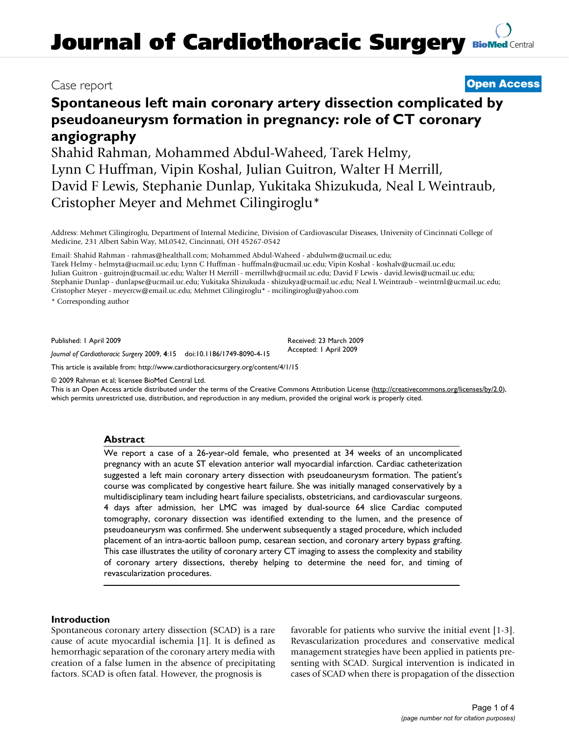# Journal of Cardiothoracic Surgery

Case report

**Open Access**

## Spontaneous left main coronary artery dissection complicated by pseudoaneurysm formation in pregnancy: role of CT coronary angiography

Shahid Rahman, Mohammed Abdul-Waheed, Tarek Helmy, Lynn C Huffman, Vipin Koshal, Julian Guitron, Walter H Merrill, David F Lewis, Stephanie Dunlap, Yukitaka Shizukuda, Neal L Weintraub, Cristopher Meyer and Mehmet Cilingiroglu*

Address: Mehmet Cilingiroglu, Department of Internal Medicine, Division of Cardiovascular Diseases, University of Cincinnati College of Medicine, 231 Albert Sabin Way, ML0542, Cincinnati, OH 45267-0542

Email: Shahid Rahman - rahmas@healthall.com; Mohammed Abdul-Waheed - abdulwm@ucmail.uc.edu; Tarek Helmy - helmyta@ucmail.uc.edu; Lynn C Huffman - huffmaln@ucmail.uc.edu; Vipin Koshal - koshalv@ucmail.uc.edu; Julian Guitron - guitrojn@ucmail.uc.edu; Walter H Merrill - merrillwh@ucmail.uc.edu; David F Lewis - david.lewis@ucmail.uc.edu; Stephanie Dunlap - dunlapse@ucmail.uc.edu; Yukitaka Shizukuda - shizukya@ucmail.uc.edu; Neal L Weintraub - weintrnl@ucmail.uc.edu; Cristopher Meyer - meyercw@email.uc.edu; Mehmet Cilingiroglu* - mcilingiroglu@yahoo.com

\* Corresponding author

Published: 1 April 2009

*Journal of Cardiothoracic Surgery* 2009, **4**:15 doi:10.1186/1749-8090-4-15

Received: 23 March 2009
Accepted: 1 April 2009

This article is available from: http://www.cardiothoracicsurgery.org/content/4/1/15

© 2009 Rahman et al; licensee BioMed Central Ltd.
This is an Open Access article distributed under the terms of the Creative Commons Attribution License (http://creativecommons.org/licenses/by/2.0), which permits unrestricted use, distribution, and reproduction in any medium, provided the original work is properly cited.

### Abstract

We report a case of a 26-year-old female, who presented at 34 weeks of an uncomplicated pregnancy with an acute ST elevation anterior wall myocardial infarction. Cardiac catheterization suggested a left main coronary artery dissection with pseudoaneurysm formation. The patient's course was complicated by congestive heart failure. She was initially managed conservatively by a multidisciplinary team including heart failure specialists, obstetricians, and cardiovascular surgeons. 4 days after admission, her LMC was imaged by dual-source 64 slice Cardiac computed tomography, coronary dissection was identified extending to the lumen, and the presence of pseudoaneurysm was confirmed. She underwent subsequently a staged procedure, which included placement of an intra-aortic balloon pump, cesarean section, and coronary artery bypass grafting. This case illustrates the utility of coronary artery CT imaging to assess the complexity and stability of coronary artery dissections, thereby helping to determine the need for, and timing of revascularization procedures.

### Introduction

Spontaneous coronary artery dissection (SCAD) is a rare cause of acute myocardial ischemia [1]. It is defined as hemorrhagic separation of the coronary artery media with creation of a false lumen in the absence of precipitating factors. SCAD is often fatal. However, the prognosis is favorable for patients who survive the initial event [1-3]. Revascularization procedures and conservative medical management strategies have been applied in patients presenting with SCAD. Surgical intervention is indicated in cases of SCAD when there is propagation of the dissection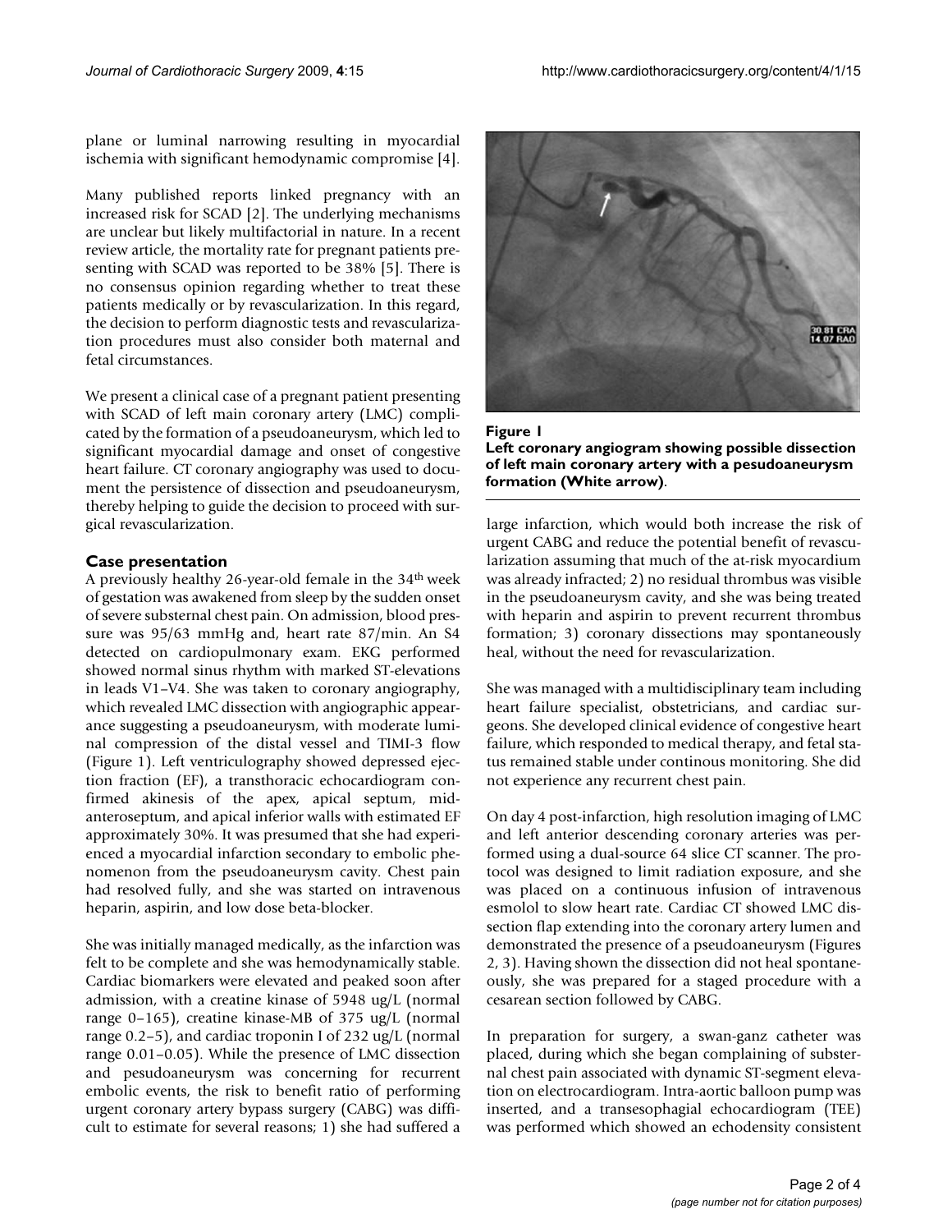plane or luminal narrowing resulting in myocardial ischemia with significant hemodynamic compromise [4].

Many published reports linked pregnancy with an increased risk for SCAD [2]. The underlying mechanisms are unclear but likely multifactorial in nature. In a recent review article, the mortality rate for pregnant patients presenting with SCAD was reported to be 38% [5]. There is no consensus opinion regarding whether to treat these patients medically or by revascularization. In this regard, the decision to perform diagnostic tests and revascularization procedures must also consider both maternal and fetal circumstances.

We present a clinical case of a pregnant patient presenting with SCAD of left main coronary artery (LMC) complicated by the formation of a pseudoaneurysm, which led to significant myocardial damage and onset of congestive heart failure. CT coronary angiography was used to document the persistence of dissection and pseudoaneurysm, thereby helping to guide the decision to proceed with surgical revascularization.

## Case presentation

A previously healthy 26-year-old female in the 34th week of gestation was awakened from sleep by the sudden onset of severe substernal chest pain. On admission, blood pressure was 95/63 mmHg and, heart rate 87/min. An S4 detected on cardiopulmonary exam. EKG performed showed normal sinus rhythm with marked ST-elevations in leads V1–V4. She was taken to coronary angiography, which revealed LMC dissection with angiographic appearance suggesting a pseudoaneurysm, with moderate luminal compression of the distal vessel and TIMI-3 flow (Figure 1). Left ventriculography showed depressed ejection fraction (EF), a transthoracic echocardiogram confirmed akinesis of the apex, apical septum, mid-anteroseptum, and apical inferior walls with estimated EF approximately 30%. It was presumed that she had experienced a myocardial infarction secondary to embolic phenomenon from the pseudoaneurysm cavity. Chest pain had resolved fully, and she was started on intravenous heparin, aspirin, and low dose beta-blocker.

She was initially managed medically, as the infarction was felt to be complete and she was hemodynamically stable. Cardiac biomarkers were elevated and peaked soon after admission, with a creatine kinase of 5948 ug/L (normal range 0–165), creatine kinase-MB of 375 ug/L (normal range 0.2–5), and cardiac troponin I of 232 ug/L (normal range 0.01–0.05). While the presence of LMC dissection and pesudoaneurysm was concerning for recurrent embolic events, the risk to benefit ratio of performing urgent coronary artery bypass surgery (CABG) was difficult to estimate for several reasons; 1) she had suffered a large infarction, which would both increase the risk of urgent CABG and reduce the potential benefit of revascularization assuming that much of the at-risk myocardium was already infracted; 2) no residual thrombus was visible in the pseudoaneurysm cavity, and she was being treated with heparin and aspirin to prevent recurrent thrombus formation; 3) coronary dissections may spontaneously heal, without the need for revascularization.

**Figure 1**
**Left coronary angiogram showing possible dissection of left main coronary artery with a pesudoaneurysm formation (White arrow).**

She was managed with a multidisciplinary team including heart failure specialist, obstetricians, and cardiac surgeons. She developed clinical evidence of congestive heart failure, which responded to medical therapy, and fetal status remained stable under continous monitoring. She did not experience any recurrent chest pain.

On day 4 post-infarction, high resolution imaging of LMC and left anterior descending coronary arteries was performed using a dual-source 64 slice CT scanner. The protocol was designed to limit radiation exposure, and she was placed on a continuous infusion of intravenous esmolol to slow heart rate. Cardiac CT showed LMC dissection flap extending into the coronary artery lumen and demonstrated the presence of a pseudoaneurysm (Figures 2, 3). Having shown the dissection did not heal spontaneously, she was prepared for a staged procedure with a cesarean section followed by CABG.

In preparation for surgery, a swan-ganz catheter was placed, during which she began complaining of substernal chest pain associated with dynamic ST-segment elevation on electrocardiogram. Intra-aortic balloon pump was inserted, and a transesophagial echocardiogram (TEE) was performed which showed an echodensity consistent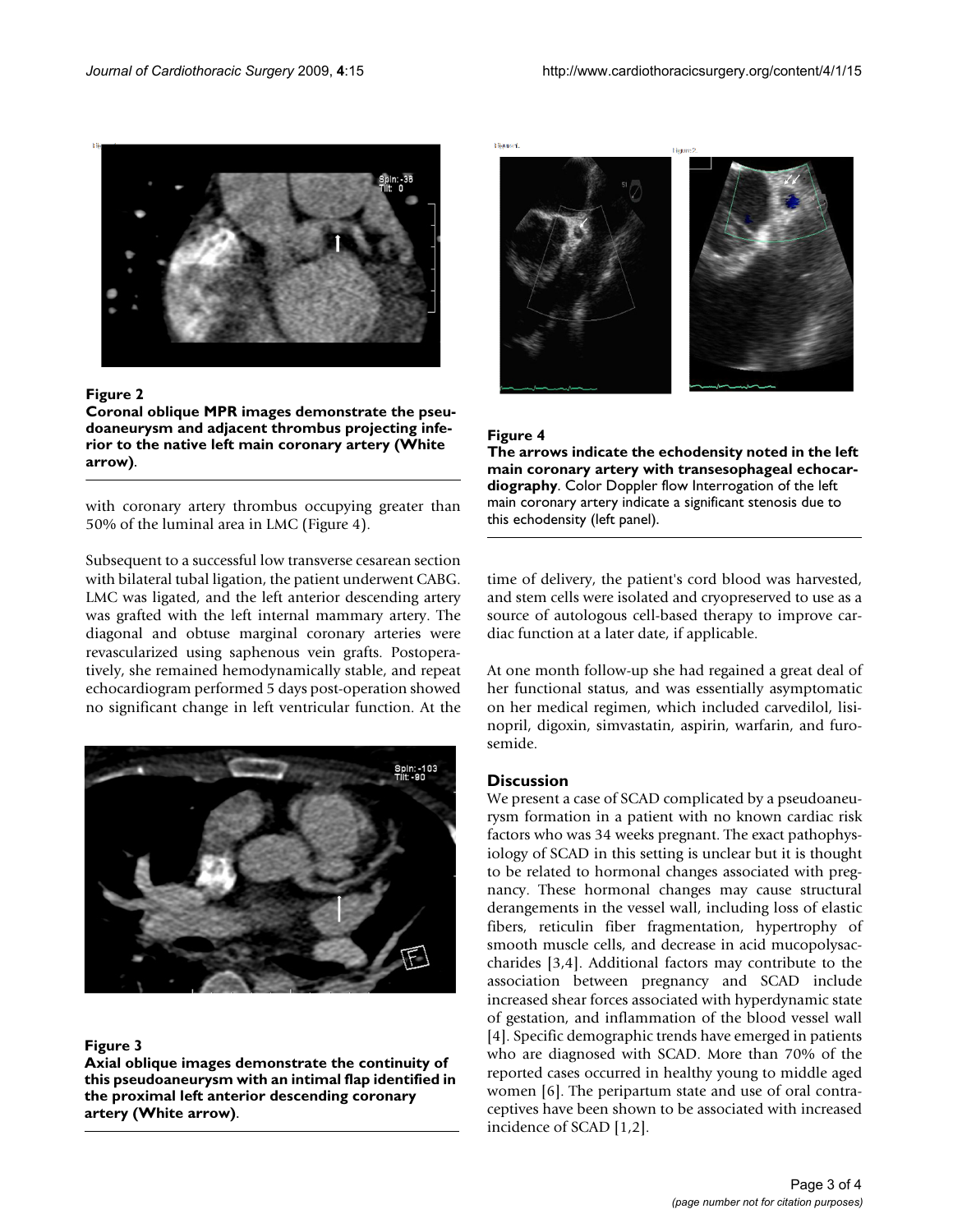**Figure 2**

**Coronal oblique MPR images demonstrate the pseudoaneurysm and adjacent thrombus projecting inferior to the native left main coronary artery (White arrow)**.

with coronary artery thrombus occupying greater than 50% of the luminal area in LMC (Figure 4).

Subsequent to a successful low transverse cesarean section with bilateral tubal ligation, the patient underwent CABG. LMC was ligated, and the left anterior descending artery was grafted with the left internal mammary artery. The diagonal and obtuse marginal coronary arteries were revascularized using saphenous vein grafts. Postoperatively, she remained hemodynamically stable, and repeat echocardiogram performed 5 days post-operation showed no significant change in left ventricular function. At the time of delivery, the patient's cord blood was harvested, and stem cells were isolated and cryopreserved to use as a source of autologous cell-based therapy to improve cardiac function at a later date, if applicable.

**Figure 3**

**Axial oblique images demonstrate the continuity of this pseudoaneurysm with an intimal flap identified in the proximal left anterior descending coronary artery (White arrow)**.

**Figure 4**

**The arrows indicate the echodensity noted in the left main coronary artery with transesophageal echocardiography**. Color Doppler flow Interrogation of the left main coronary artery indicate a significant stenosis due to this echodensity (left panel).

At one month follow-up she had regained a great deal of her functional status, and was essentially asymptomatic on her medical regimen, which included carvedilol, lisinopril, digoxin, simvastatin, aspirin, warfarin, and furosemide.

## Discussion

We present a case of SCAD complicated by a pseudoaneurysm formation in a patient with no known cardiac risk factors who was 34 weeks pregnant. The exact pathophysiology of SCAD in this setting is unclear but it is thought to be related to hormonal changes associated with pregnancy. These hormonal changes may cause structural derangements in the vessel wall, including loss of elastic fibers, reticulin fiber fragmentation, hypertrophy of smooth muscle cells, and decrease in acid mucopolysaccharides [3,4]. Additional factors may contribute to the association between pregnancy and SCAD include increased shear forces associated with hyperdynamic state of gestation, and inflammation of the blood vessel wall [4]. Specific demographic trends have emerged in patients who are diagnosed with SCAD. More than 70% of the reported cases occurred in healthy young to middle aged women [6]. The peripartum state and use of oral contraceptives have been shown to be associated with increased incidence of SCAD [1,2].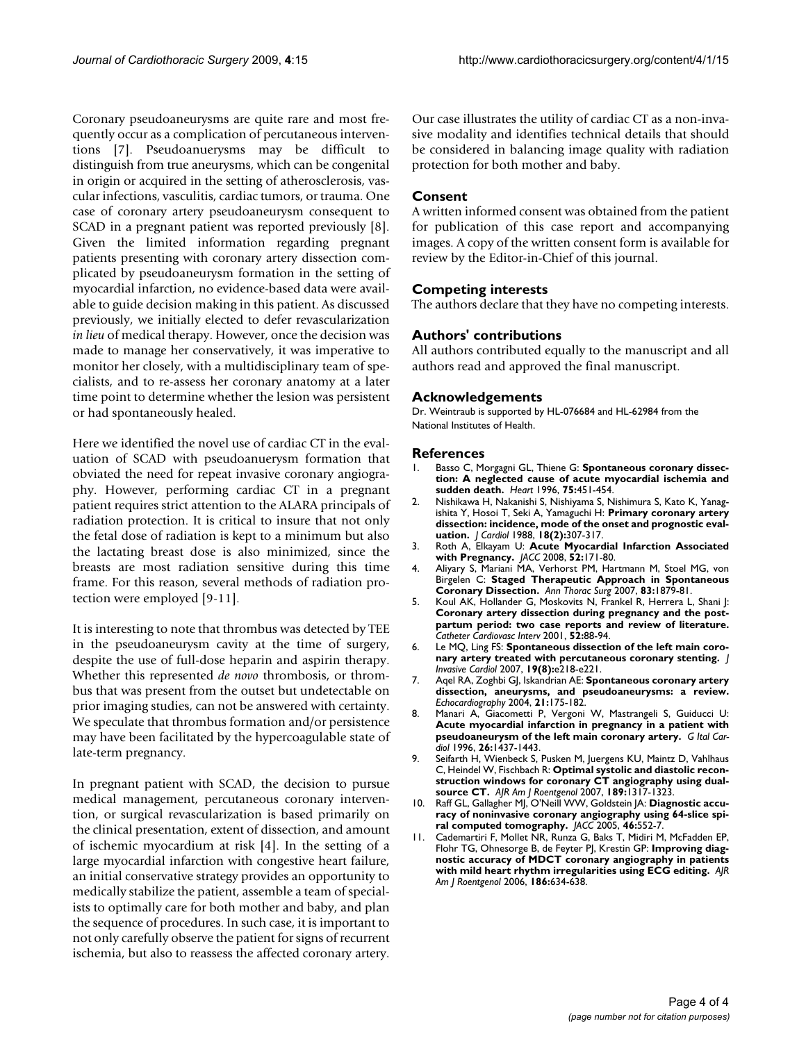Coronary pseudoaneurysms are quite rare and most frequently occur as a complication of percutaneous interventions [7]. Pseudoanuerysms may be difficult to distinguish from true aneurysms, which can be congenital in origin or acquired in the setting of atherosclerosis, vascular infections, vasculitis, cardiac tumors, or trauma. One case of coronary artery pseudoaneurysm consequent to SCAD in a pregnant patient was reported previously [8]. Given the limited information regarding pregnant patients presenting with coronary artery dissection complicated by pseudoaneurysm formation in the setting of myocardial infarction, no evidence-based data were available to guide decision making in this patient. As discussed previously, we initially elected to defer revascularization *in lieu* of medical therapy. However, once the decision was made to manage her conservatively, it was imperative to monitor her closely, with a multidisciplinary team of specialists, and to re-assess her coronary anatomy at a later time point to determine whether the lesion was persistent or had spontaneously healed.

Here we identified the novel use of cardiac CT in the evaluation of SCAD with pseudoanuerysm formation that obviated the need for repeat invasive coronary angiography. However, performing cardiac CT in a pregnant patient requires strict attention to the ALARA principals of radiation protection. It is critical to insure that not only the fetal dose of radiation is kept to a minimum but also the lactating breast dose is also minimized, since the breasts are most radiation sensitive during this time frame. For this reason, several methods of radiation protection were employed [9-11].

It is interesting to note that thrombus was detected by TEE in the pseudoaneurysm cavity at the time of surgery, despite the use of full-dose heparin and aspirin therapy. Whether this represented *de novo* thrombosis, or thrombus that was present from the outset but undetectable on prior imaging studies, can not be answered with certainty. We speculate that thrombus formation and/or persistence may have been facilitated by the hypercoagulable state of late-term pregnancy.

In pregnant patient with SCAD, the decision to pursue medical management, percutaneous coronary intervention, or surgical revascularization is based primarily on the clinical presentation, extent of dissection, and amount of ischemic myocardium at risk [4]. In the setting of a large myocardial infarction with congestive heart failure, an initial conservative strategy provides an opportunity to medically stabilize the patient, assemble a team of specialists to optimally care for both mother and baby, and plan the sequence of procedures. In such case, it is important to not only carefully observe the patient for signs of recurrent ischemia, but also to reassess the affected coronary artery.

Our case illustrates the utility of cardiac CT as a non-invasive modality and identifies technical details that should be considered in balancing image quality with radiation protection for both mother and baby.

## Consent

A written informed consent was obtained from the patient for publication of this case report and accompanying images. A copy of the written consent form is available for review by the Editor-in-Chief of this journal.

## Competing interests

The authors declare that they have no competing interests.

## Authors' contributions

All authors contributed equally to the manuscript and all authors read and approved the final manuscript.

## Acknowledgements

Dr. Weintraub is supported by HL-076684 and HL-62984 from the National Institutes of Health.

## References

1. Basso C, Morgagni GL, Thiene G: **Spontaneous coronary dissection: A neglected cause of acute myocardial ischemia and sudden death.** *Heart* 1996, **75:**451-454.
2. Nishikawa H, Nakanishi S, Nishiyama S, Nishimura S, Kato K, Yanagishita Y, Hosoi T, Seki A, Yamaguchi H: **Primary coronary artery dissection: incidence, mode of the onset and prognostic evaluation.** *J Cardiol* 1988, **18(2):**307-317.
3. Roth A, Elkayam U: **Acute Myocardial Infarction Associated with Pregnancy.** *JACC* 2008, **52:**171-80.
4. Aliyary S, Mariani MA, Verhorst PM, Hartmann M, Stoel MG, von Birgelen C: **Staged Therapeutic Approach in Spontaneous Coronary Dissection.** *Ann Thorac Surg* 2007, **83:**1879-81.
5. Koul AK, Hollander G, Moskovits N, Frankel R, Herrera L, Shani J: **Coronary artery dissection during pregnancy and the postpartum period: two case reports and review of literature.** *Catheter Cardiovasc Interv* 2001, **52:**88-94.
6. Le MQ, Ling FS: **Spontaneous dissection of the left main coronary artery treated with percutaneous coronary stenting.** *J Invasive Cardiol* 2007, **19(8):**e218-e221.
7. Aqel RA, Zoghbi GJ, Iskandrian AE: **Spontaneous coronary artery dissection, aneurysms, and pseudoaneurysms: a review.** *Echocardiography* 2004, **21:**175-182.
8. Manari A, Giacometti P, Vergoni W, Mastrangeli S, Guiducci U: **Acute myocardial infarction in pregnancy in a patient with pseudoaneurysm of the left main coronary artery.** *G Ital Cardiol* 1996, **26:**1437-1443.
9. Seifarth H, Wienbeck S, Pusken M, Juergens KU, Maintz D, Vahlhaus C, Heindel W, Fischbach R: **Optimal systolic and diastolic reconstruction windows for coronary CT angiography using dual-source CT.** *AJR Am J Roentgenol* 2007, **189:**1317-1323.
10. Raff GL, Gallagher MJ, O'Neill WW, Goldstein JA: **Diagnostic accuracy of noninvasive coronary angiography using 64-slice spiral computed tomography.** *JACC* 2005, **46:**552-7.
11. Cademartiri F, Mollet NR, Runza G, Baks T, Midiri M, McFadden EP, Flohr TG, Ohnesorge B, de Feyter PJ, Krestin GP: **Improving diagnostic accuracy of MDCT coronary angiography in patients with mild heart rhythm irregularities using ECG editing.** *AJR Am J Roentgenol* 2006, **186:**634-638.